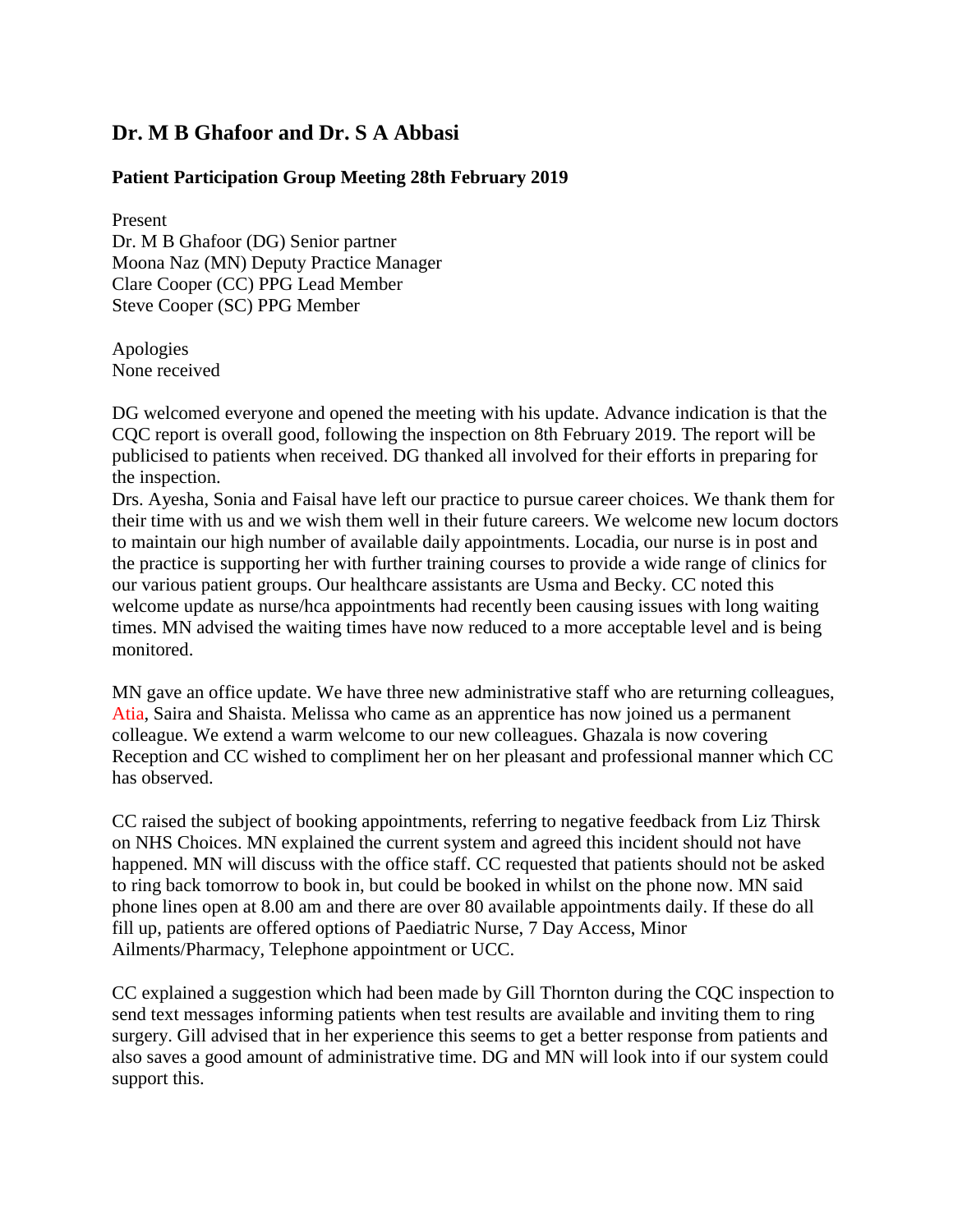## Dr. M B Ghafoor and Dr. S A Abbasi

### Patient Participation Group Meeting 28th February 2019

Present
Dr. M B Ghafoor (DG) Senior partner
Moona Naz (MN) Deputy Practice Manager
Clare Cooper (CC) PPG Lead Member
Steve Cooper (SC) PPG Member

Apologies
None received

DG welcomed everyone and opened the meeting with his update. Advance indication is that the CQC report is overall good, following the inspection on 8th February 2019. The report will be publicised to patients when received. DG thanked all involved for their efforts in preparing for the inspection.
Drs. Ayesha, Sonia and Faisal have left our practice to pursue career choices. We thank them for their time with us and we wish them well in their future careers. We welcome new locum doctors to maintain our high number of available daily appointments. Locadia, our nurse is in post and the practice is supporting her with further training courses to provide a wide range of clinics for our various patient groups. Our healthcare assistants are Usma and Becky. CC noted this welcome update as nurse/hca appointments had recently been causing issues with long waiting times. MN advised the waiting times have now reduced to a more acceptable level and is being monitored.

MN gave an office update. We have three new administrative staff who are returning colleagues, Atia, Saira and Shaista. Melissa who came as an apprentice has now joined us a permanent colleague. We extend a warm welcome to our new colleagues. Ghazala is now covering Reception and CC wished to compliment her on her pleasant and professional manner which CC has observed.

CC raised the subject of booking appointments, referring to negative feedback from Liz Thirsk on NHS Choices. MN explained the current system and agreed this incident should not have happened. MN will discuss with the office staff. CC requested that patients should not be asked to ring back tomorrow to book in, but could be booked in whilst on the phone now. MN said phone lines open at 8.00 am and there are over 80 available appointments daily. If these do all fill up, patients are offered options of Paediatric Nurse, 7 Day Access, Minor Ailments/Pharmacy, Telephone appointment or UCC.

CC explained a suggestion which had been made by Gill Thornton during the CQC inspection to send text messages informing patients when test results are available and inviting them to ring surgery. Gill advised that in her experience this seems to get a better response from patients and also saves a good amount of administrative time. DG and MN will look into if our system could support this.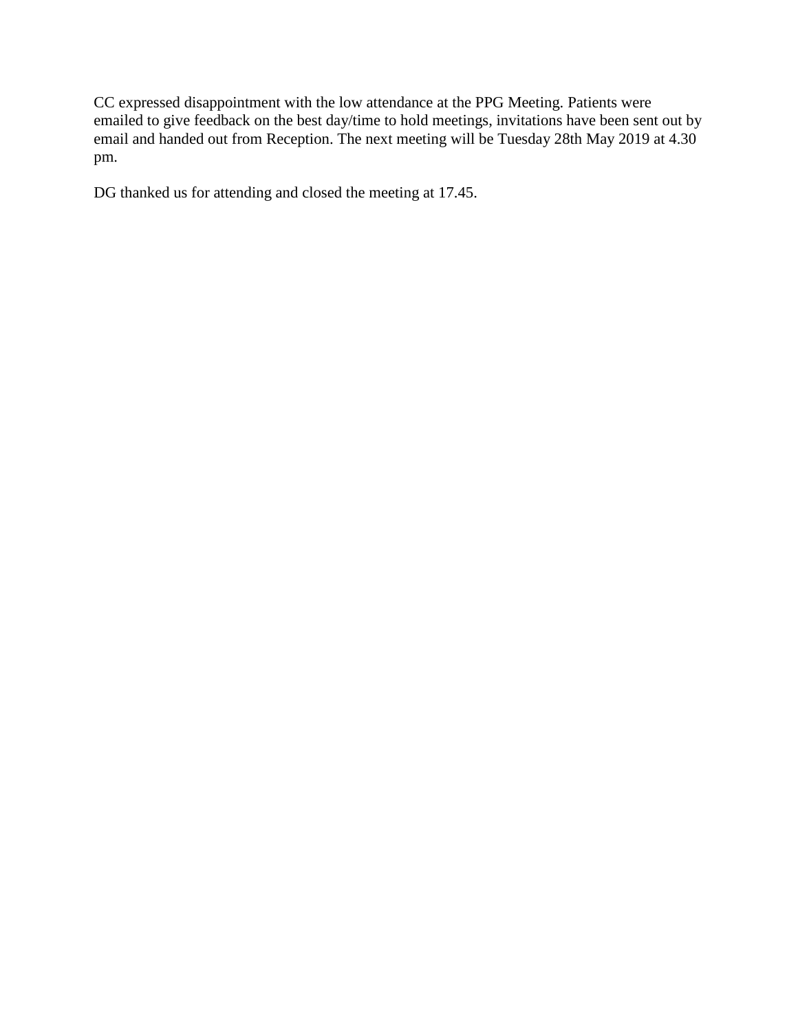CC expressed disappointment with the low attendance at the PPG Meeting. Patients were emailed to give feedback on the best day/time to hold meetings, invitations have been sent out by email and handed out from Reception. The next meeting will be Tuesday 28th May 2019 at 4.30 pm.

DG thanked us for attending and closed the meeting at 17.45.